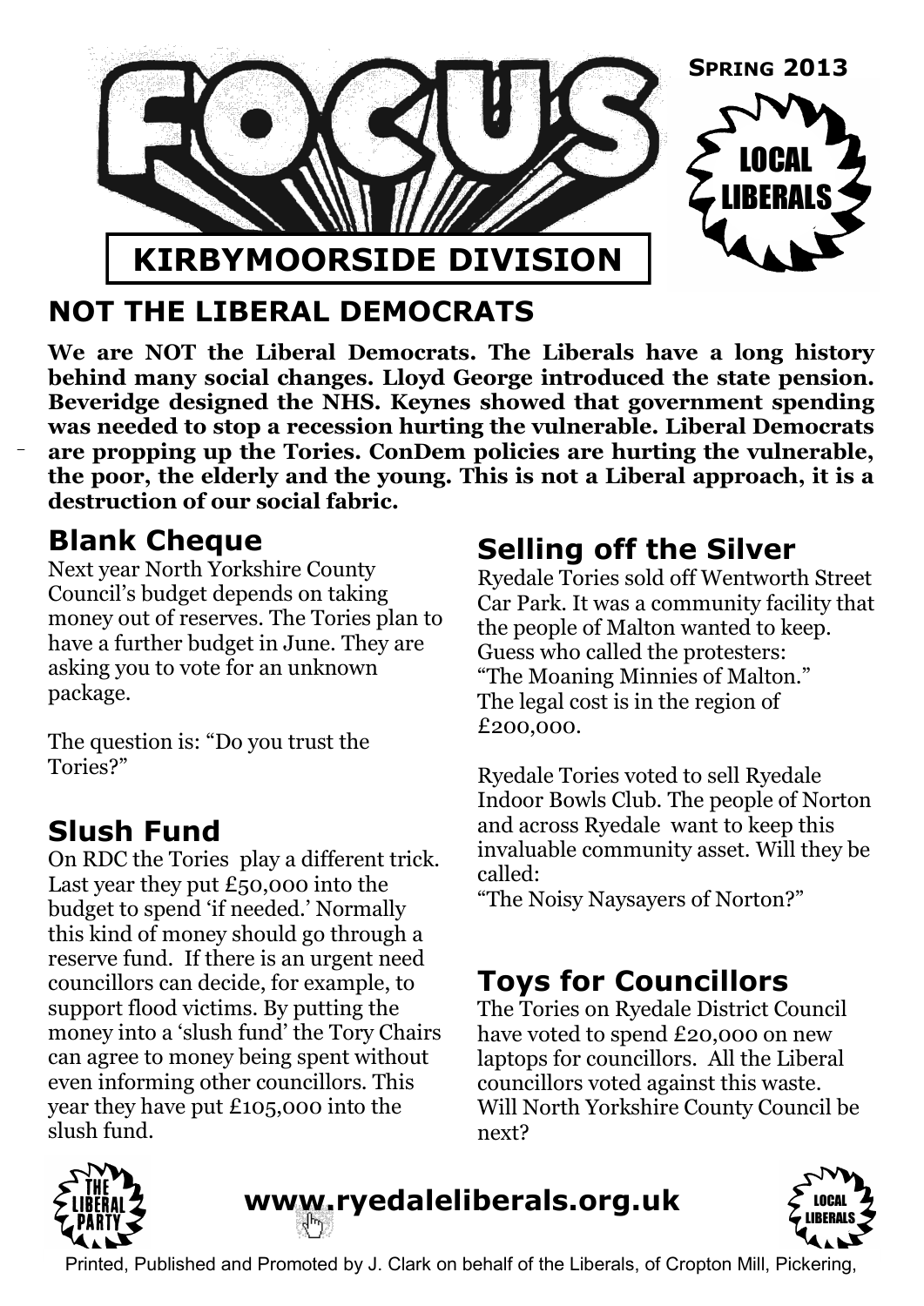# FOCUS

**SPRING 2013**

LOCAL LIBERALS

## KIRBYMOORSIDE DIVISION

## NOT THE LIBERAL DEMOCRATS

**We are NOT the Liberal Democrats. The Liberals have a long history behind many social changes. Lloyd George introduced the state pension. Beveridge designed the NHS. Keynes showed that government spending was needed to stop a recession hurting the vulnerable. Liberal Democrats are propping up the Tories. ConDem policies are hurting the vulnerable, the poor, the elderly and the young. This is not a Liberal approach, it is a destruction of our social fabric.**

## Blank Cheque

Next year North Yorkshire County Council's budget depends on taking money out of reserves. The Tories plan to have a further budget in June. They are asking you to vote for an unknown package.

The question is: "Do you trust the Tories?"

## Slush Fund

On RDC the Tories play a different trick. Last year they put £50,000 into the budget to spend 'if needed.' Normally this kind of money should go through a reserve fund. If there is an urgent need councillors can decide, for example, to support flood victims. By putting the money into a 'slush fund' the Tory Chairs can agree to money being spent without even informing other councillors. This year they have put £105,000 into the slush fund.

## Selling off the Silver

Ryedale Tories sold off Wentworth Street Car Park. It was a community facility that the people of Malton wanted to keep. Guess who called the protesters: "The Moaning Minnies of Malton." The legal cost is in the region of £200,000.

Ryedale Tories voted to sell Ryedale Indoor Bowls Club. The people of Norton and across Ryedale want to keep this invaluable community asset. Will they be called:
"The Noisy Naysayers of Norton?"

## Toys for Councillors

The Tories on Ryedale District Council have voted to spend £20,000 on new laptops for councillors. All the Liberal councillors voted against this waste. Will North Yorkshire County Council be next?

THE LIBERAL PARTY

**www.ryedaleliberals.org.uk**

LOCAL LIBERALS

Printed, Published and Promoted by J. Clark on behalf of the Liberals, of Cropton Mill, Pickering,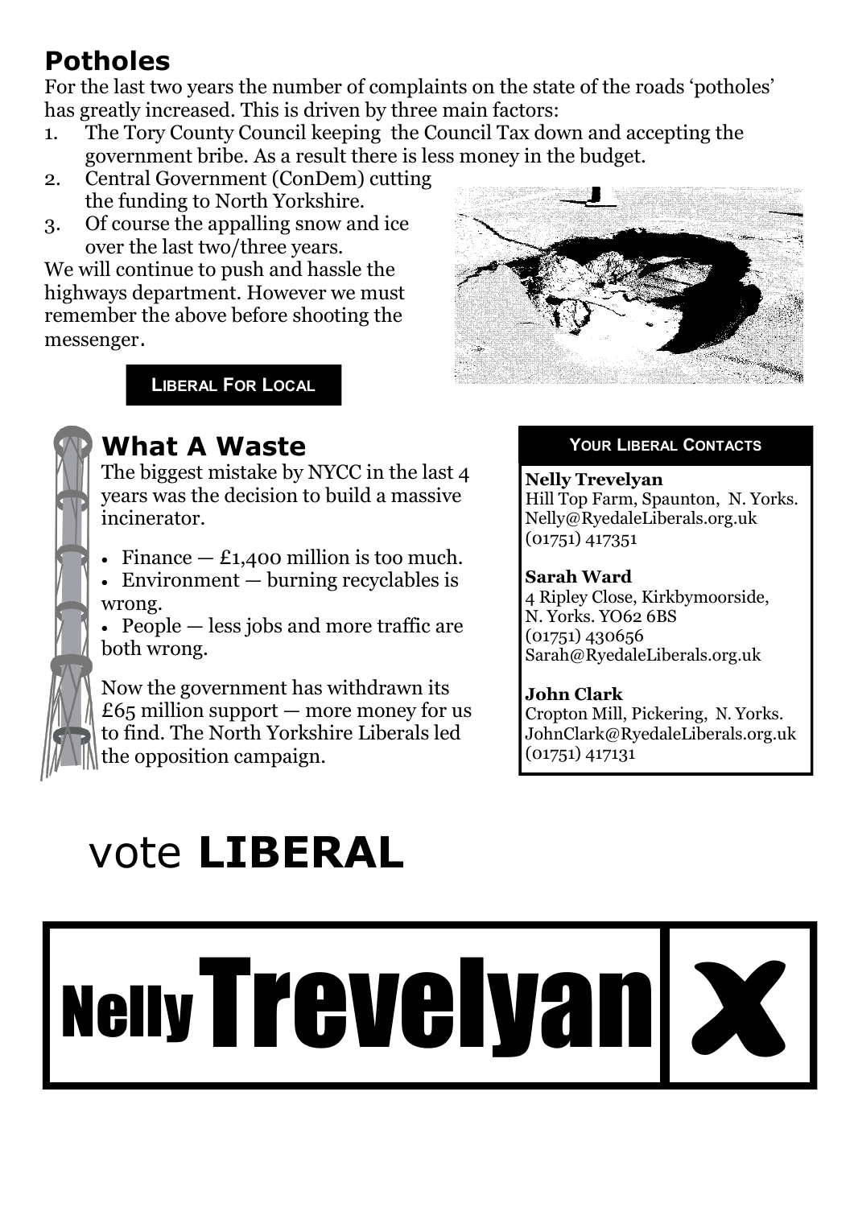## Potholes

For the last two years the number of complaints on the state of the roads 'potholes' has greatly increased. This is driven by three main factors:

1. The Tory County Council keeping the Council Tax down and accepting the government bribe. As a result there is less money in the budget.
2. Central Government (ConDem) cutting the funding to North Yorkshire.
3. Of course the appalling snow and ice over the last two/three years.

We will continue to push and hassle the highways department. However we must remember the above before shooting the messenger.

**LIBERAL FOR LOCAL**

## What A Waste

The biggest mistake by NYCC in the last 4 years was the decision to build a massive incinerator.

- Finance — £1,400 million is too much.
- Environment — burning recyclables is wrong.
- People — less jobs and more traffic are both wrong.

Now the government has withdrawn its £65 million support — more money for us to find. The North Yorkshire Liberals led the opposition campaign.

**YOUR LIBERAL CONTACTS**

**Nelly Trevelyan**
Hill Top Farm, Spaunton, N. Yorks.
Nelly@RyedaleLiberals.org.uk
(01751) 417351

**Sarah Ward**
4 Ripley Close, Kirkbymoorside, N. Yorks. YO62 6BS
(01751) 430656
Sarah@RyedaleLiberals.org.uk

**John Clark**
Cropton Mill, Pickering, N. Yorks.
JohnClark@RyedaleLiberals.org.uk
(01751) 417131

# vote **LIBERAL**

| | |
|---|---|
| Nelly Trevelyan | X |